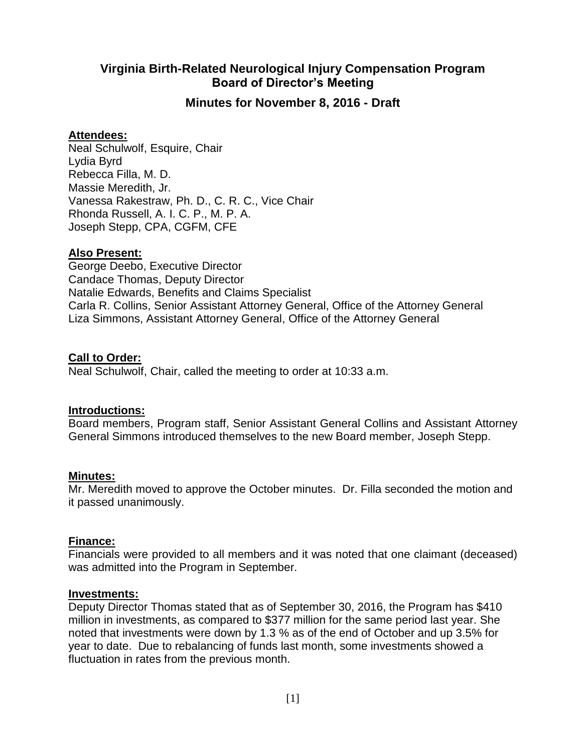# Virginia Birth-Related Neurological Injury Compensation Program
## Board of Director's Meeting

### Minutes for November 8, 2016 - Draft

**Attendees:**

Neal Schulwolf, Esquire, Chair
Lydia Byrd
Rebecca Filla, M. D.
Massie Meredith, Jr.
Vanessa Rakestraw, Ph. D., C. R. C., Vice Chair
Rhonda Russell, A. I. C. P., M. P. A.
Joseph Stepp, CPA, CGFM, CFE

**Also Present:**

George Deebo, Executive Director
Candace Thomas, Deputy Director
Natalie Edwards, Benefits and Claims Specialist
Carla R. Collins, Senior Assistant Attorney General, Office of the Attorney General
Liza Simmons, Assistant Attorney General, Office of the Attorney General

**Call to Order:**

Neal Schulwolf, Chair, called the meeting to order at 10:33 a.m.

**Introductions:**

Board members, Program staff, Senior Assistant General Collins and Assistant Attorney General Simmons introduced themselves to the new Board member, Joseph Stepp.

**Minutes:**

Mr. Meredith moved to approve the October minutes. Dr. Filla seconded the motion and it passed unanimously.

**Finance:**

Financials were provided to all members and it was noted that one claimant (deceased) was admitted into the Program in September.

**Investments:**

Deputy Director Thomas stated that as of September 30, 2016, the Program has $410 million in investments, as compared to $377 million for the same period last year. She noted that investments were down by 1.3 % as of the end of October and up 3.5% for year to date. Due to rebalancing of funds last month, some investments showed a fluctuation in rates from the previous month.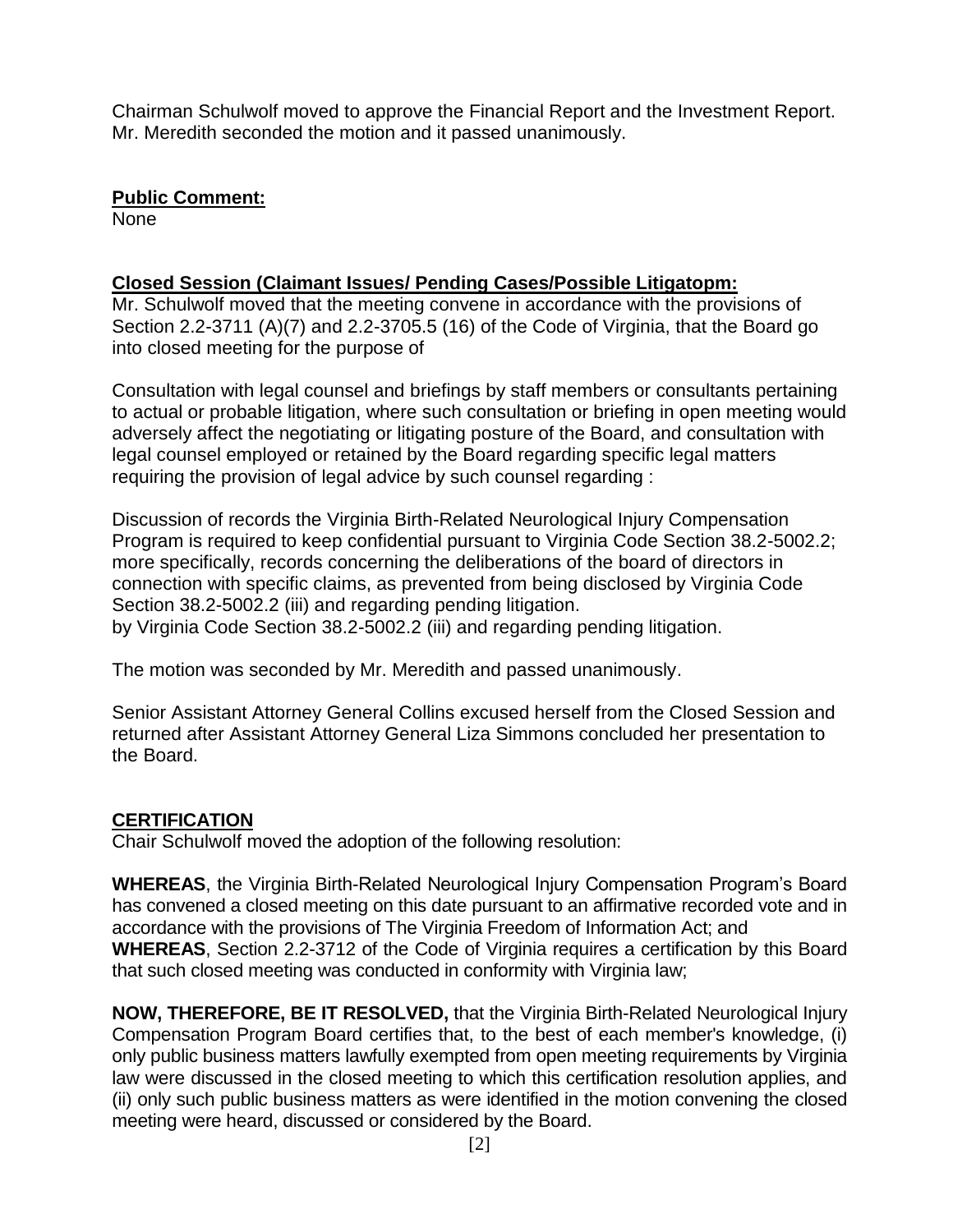Chairman Schulwolf moved to approve the Financial Report and the Investment Report. Mr. Meredith seconded the motion and it passed unanimously.

**Public Comment:**

None

**Closed Session (Claimant Issues/ Pending Cases/Possible Litigatopm:**

Mr. Schulwolf moved that the meeting convene in accordance with the provisions of Section 2.2-3711 (A)(7) and 2.2-3705.5 (16) of the Code of Virginia, that the Board go into closed meeting for the purpose of

Consultation with legal counsel and briefings by staff members or consultants pertaining to actual or probable litigation, where such consultation or briefing in open meeting would adversely affect the negotiating or litigating posture of the Board, and consultation with legal counsel employed or retained by the Board regarding specific legal matters requiring the provision of legal advice by such counsel regarding :

Discussion of records the Virginia Birth-Related Neurological Injury Compensation Program is required to keep confidential pursuant to Virginia Code Section 38.2-5002.2; more specifically, records concerning the deliberations of the board of directors in connection with specific claims, as prevented from being disclosed by Virginia Code Section 38.2-5002.2 (iii) and regarding pending litigation.
by Virginia Code Section 38.2-5002.2 (iii) and regarding pending litigation.

The motion was seconded by Mr. Meredith and passed unanimously.

Senior Assistant Attorney General Collins excused herself from the Closed Session and returned after Assistant Attorney General Liza Simmons concluded her presentation to the Board.

**CERTIFICATION**

Chair Schulwolf moved the adoption of the following resolution:

**WHEREAS**, the Virginia Birth-Related Neurological Injury Compensation Program's Board has convened a closed meeting on this date pursuant to an affirmative recorded vote and in accordance with the provisions of The Virginia Freedom of Information Act; and
**WHEREAS**, Section 2.2-3712 of the Code of Virginia requires a certification by this Board that such closed meeting was conducted in conformity with Virginia law;

**NOW, THEREFORE, BE IT RESOLVED,** that the Virginia Birth-Related Neurological Injury Compensation Program Board certifies that, to the best of each member's knowledge, (i) only public business matters lawfully exempted from open meeting requirements by Virginia law were discussed in the closed meeting to which this certification resolution applies, and (ii) only such public business matters as were identified in the motion convening the closed meeting were heard, discussed or considered by the Board.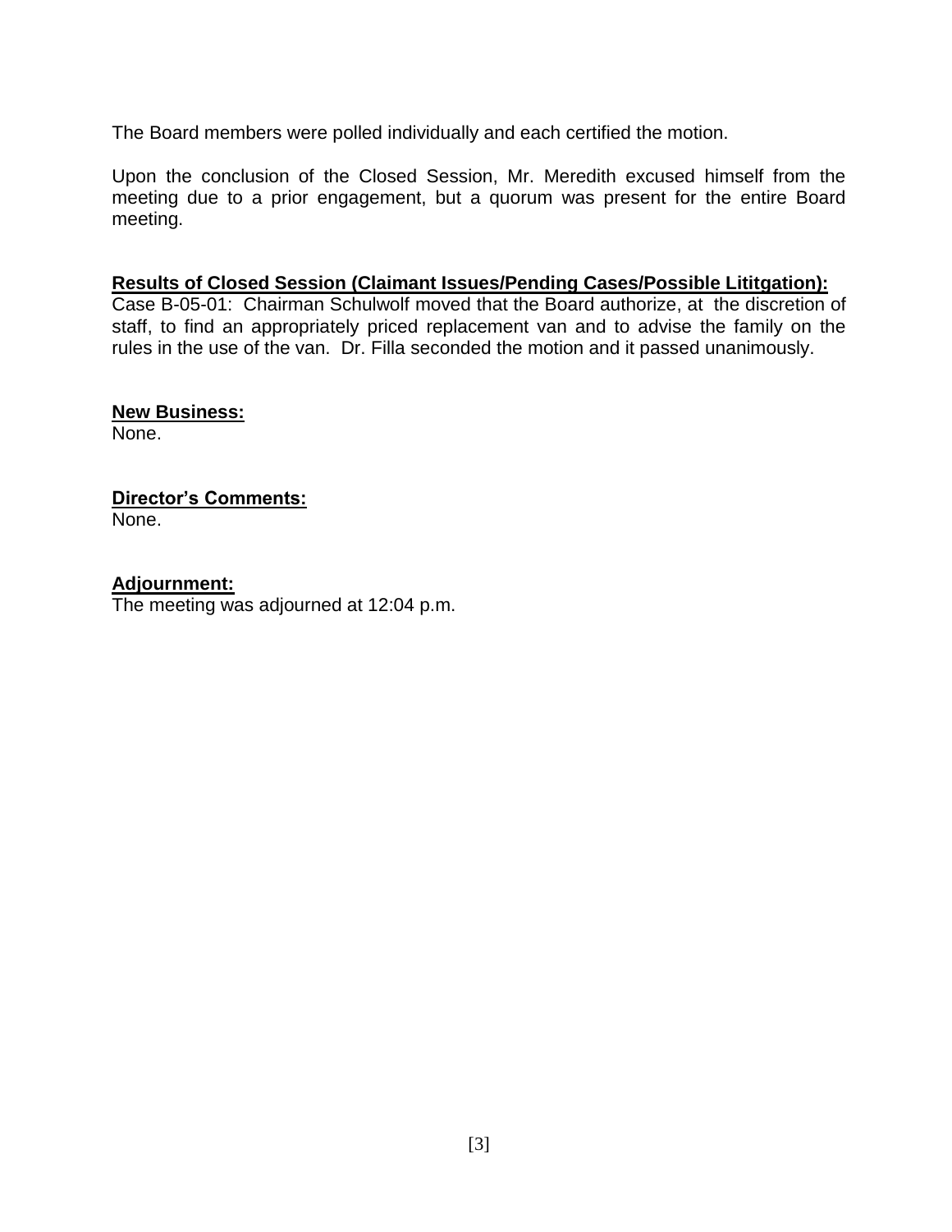The Board members were polled individually and each certified the motion.

Upon the conclusion of the Closed Session, Mr. Meredith excused himself from the meeting due to a prior engagement, but a quorum was present for the entire Board meeting.

**Results of Closed Session (Claimant Issues/Pending Cases/Possible Lititgation):**
Case B-05-01: Chairman Schulwolf moved that the Board authorize, at the discretion of staff, to find an appropriately priced replacement van and to advise the family on the rules in the use of the van. Dr. Filla seconded the motion and it passed unanimously.

**New Business:**
None.

**Director's Comments:**
None.

**Adjournment:**
The meeting was adjourned at 12:04 p.m.